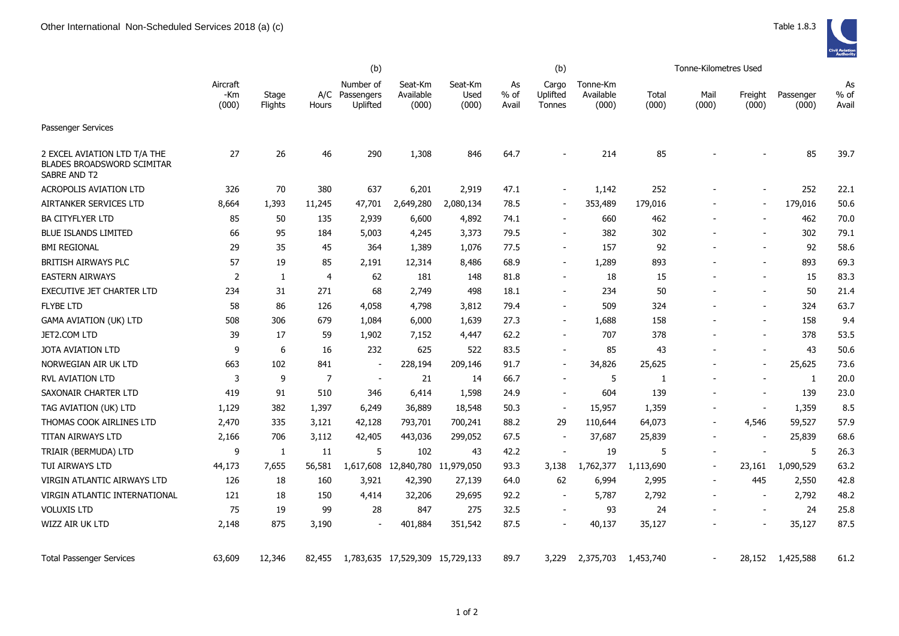Other International Non-Scheduled Services 2018 (a) (c)

Table 1.8.3

| | Aircraft -Km (000) | Stage Flights | A/C Hours | (b) Number of Passengers Uplifted | Seat-Km Available (000) | Seat-Km Used (000) | As % of Avail | (b) Cargo Uplifted Tonnes | Tonne-Km Available (000) | Tonne-Kilometres Used Total (000) | Mail (000) | Freight (000) | Passenger (000) | As % of Avail |
|---|---|---|---|---|---|---|---|---|---|---|---|---|---|---|
| Passenger Services | | | | | | | | | | | | | | |
| 2 EXCEL AVIATION LTD T/A THE BLADES BROADSWORD SCIMITAR SABRE AND T2 | 27 | 26 | 46 | 290 | 1,308 | 846 | 64.7 | - | 214 | 85 | - | - | 85 | 39.7 |
| ACROPOLIS AVIATION LTD | 326 | 70 | 380 | 637 | 6,201 | 2,919 | 47.1 | - | 1,142 | 252 | - | - | 252 | 22.1 |
| AIRTANKER SERVICES LTD | 8,664 | 1,393 | 11,245 | 47,701 | 2,649,280 | 2,080,134 | 78.5 | - | 353,489 | 179,016 | - | - | 179,016 | 50.6 |
| BA CITYFLYER LTD | 85 | 50 | 135 | 2,939 | 6,600 | 4,892 | 74.1 | - | 660 | 462 | - | - | 462 | 70.0 |
| BLUE ISLANDS LIMITED | 66 | 95 | 184 | 5,003 | 4,245 | 3,373 | 79.5 | - | 382 | 302 | - | - | 302 | 79.1 |
| BMI REGIONAL | 29 | 35 | 45 | 364 | 1,389 | 1,076 | 77.5 | - | 157 | 92 | - | - | 92 | 58.6 |
| BRITISH AIRWAYS PLC | 57 | 19 | 85 | 2,191 | 12,314 | 8,486 | 68.9 | - | 1,289 | 893 | - | - | 893 | 69.3 |
| EASTERN AIRWAYS | 2 | 1 | 4 | 62 | 181 | 148 | 81.8 | - | 18 | 15 | - | - | 15 | 83.3 |
| EXECUTIVE JET CHARTER LTD | 234 | 31 | 271 | 68 | 2,749 | 498 | 18.1 | - | 234 | 50 | - | - | 50 | 21.4 |
| FLYBE LTD | 58 | 86 | 126 | 4,058 | 4,798 | 3,812 | 79.4 | - | 509 | 324 | - | - | 324 | 63.7 |
| GAMA AVIATION (UK) LTD | 508 | 306 | 679 | 1,084 | 6,000 | 1,639 | 27.3 | - | 1,688 | 158 | - | - | 158 | 9.4 |
| JET2.COM LTD | 39 | 17 | 59 | 1,902 | 7,152 | 4,447 | 62.2 | - | 707 | 378 | - | - | 378 | 53.5 |
| JOTA AVIATION LTD | 9 | 6 | 16 | 232 | 625 | 522 | 83.5 | - | 85 | 43 | - | - | 43 | 50.6 |
| NORWEGIAN AIR UK LTD | 663 | 102 | 841 | - | 228,194 | 209,146 | 91.7 | - | 34,826 | 25,625 | - | - | 25,625 | 73.6 |
| RVL AVIATION LTD | 3 | 9 | 7 | - | 21 | 14 | 66.7 | - | 5 | 1 | - | - | 1 | 20.0 |
| SAXONAIR CHARTER LTD | 419 | 91 | 510 | 346 | 6,414 | 1,598 | 24.9 | - | 604 | 139 | - | - | 139 | 23.0 |
| TAG AVIATION (UK) LTD | 1,129 | 382 | 1,397 | 6,249 | 36,889 | 18,548 | 50.3 | - | 15,957 | 1,359 | - | - | 1,359 | 8.5 |
| THOMAS COOK AIRLINES LTD | 2,470 | 335 | 3,121 | 42,128 | 793,701 | 700,241 | 88.2 | 29 | 110,644 | 64,073 | - | 4,546 | 59,527 | 57.9 |
| TITAN AIRWAYS LTD | 2,166 | 706 | 3,112 | 42,405 | 443,036 | 299,052 | 67.5 | - | 37,687 | 25,839 | - | - | 25,839 | 68.6 |
| TRIAIR (BERMUDA) LTD | 9 | 1 | 11 | 5 | 102 | 43 | 42.2 | - | 19 | 5 | - | - | 5 | 26.3 |
| TUI AIRWAYS LTD | 44,173 | 7,655 | 56,581 | 1,617,608 | 12,840,780 | 11,979,050 | 93.3 | 3,138 | 1,762,377 | 1,113,690 | - | 23,161 | 1,090,529 | 63.2 |
| VIRGIN ATLANTIC AIRWAYS LTD | 126 | 18 | 160 | 3,921 | 42,390 | 27,139 | 64.0 | 62 | 6,994 | 2,995 | - | 445 | 2,550 | 42.8 |
| VIRGIN ATLANTIC INTERNATIONAL | 121 | 18 | 150 | 4,414 | 32,206 | 29,695 | 92.2 | - | 5,787 | 2,792 | - | - | 2,792 | 48.2 |
| VOLUXIS LTD | 75 | 19 | 99 | 28 | 847 | 275 | 32.5 | - | 93 | 24 | - | - | 24 | 25.8 |
| WIZZ AIR UK LTD | 2,148 | 875 | 3,190 | - | 401,884 | 351,542 | 87.5 | - | 40,137 | 35,127 | - | - | 35,127 | 87.5 |
| Total Passenger Services | 63,609 | 12,346 | 82,455 | 1,783,635 | 17,529,309 | 15,729,133 | 89.7 | 3,229 | 2,375,703 | 1,453,740 | - | 28,152 | 1,425,588 | 61.2 |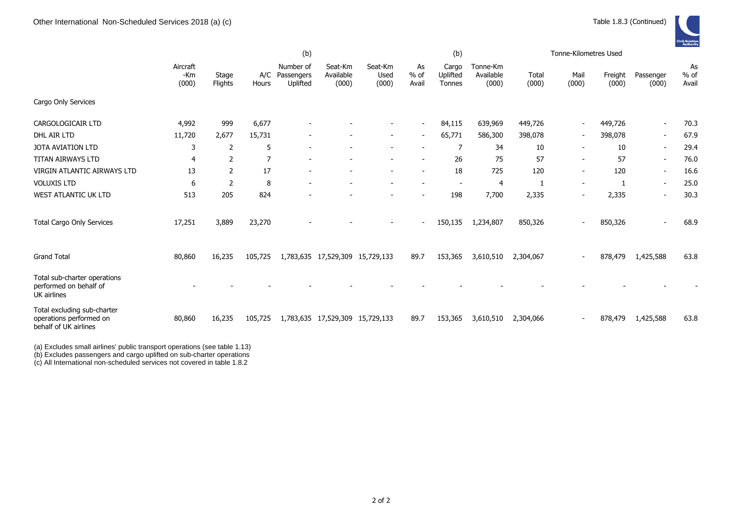Other International Non-Scheduled Services 2018 (a) (c)

Table 1.8.3 (Continued)

| | Aircraft -Km (000) | Stage Flights | A/C Hours | (b) Number of Passengers Uplifted | Seat-Km Available (000) | Seat-Km Used (000) | As % of Avail | (b) Cargo Uplifted Tonnes | Tonne-Km Available (000) | Tonne-Kilometres Used Total (000) | Mail (000) | Freight (000) | Passenger (000) | As % of Avail |
|---|---|---|---|---|---|---|---|---|---|---|---|---|---|---|
| Cargo Only Services | | | | | | | | | | | | | | |
| CARGOLOGICAIR LTD | 4,992 | 999 | 6,677 | - | - | - | - | 84,115 | 639,969 | 449,726 | - | 449,726 | - | 70.3 |
| DHL AIR LTD | 11,720 | 2,677 | 15,731 | - | - | - | - | 65,771 | 586,300 | 398,078 | - | 398,078 | - | 67.9 |
| JOTA AVIATION LTD | 3 | 2 | 5 | - | - | - | - | 7 | 34 | 10 | - | 10 | - | 29.4 |
| TITAN AIRWAYS LTD | 4 | 2 | 7 | - | - | - | - | 26 | 75 | 57 | - | 57 | - | 76.0 |
| VIRGIN ATLANTIC AIRWAYS LTD | 13 | 2 | 17 | - | - | - | - | 18 | 725 | 120 | - | 120 | - | 16.6 |
| VOLUXIS LTD | 6 | 2 | 8 | - | - | - | - | - | 4 | 1 | - | 1 | - | 25.0 |
| WEST ATLANTIC UK LTD | 513 | 205 | 824 | - | - | - | - | 198 | 7,700 | 2,335 | - | 2,335 | - | 30.3 |
| Total Cargo Only Services | 17,251 | 3,889 | 23,270 | - | - | - | - | 150,135 | 1,234,807 | 850,326 | - | 850,326 | - | 68.9 |
| Grand Total | 80,860 | 16,235 | 105,725 | 1,783,635 | 17,529,309 | 15,729,133 | 89.7 | 153,365 | 3,610,510 | 2,304,067 | - | 878,479 | 1,425,588 | 63.8 |
| Total sub-charter operations performed on behalf of UK airlines | - | - | - | - | - | - | - | - | - | - | - | - | - | - |
| Total excluding sub-charter operations performed on behalf of UK airlines | 80,860 | 16,235 | 105,725 | 1,783,635 | 17,529,309 | 15,729,133 | 89.7 | 153,365 | 3,610,510 | 2,304,066 | - | 878,479 | 1,425,588 | 63.8 |

(a) Excludes small airlines' public transport operations (see table 1.13)
(b) Excludes passengers and cargo uplifted on sub-charter operations
(c) All International non-scheduled services not covered in table 1.8.2